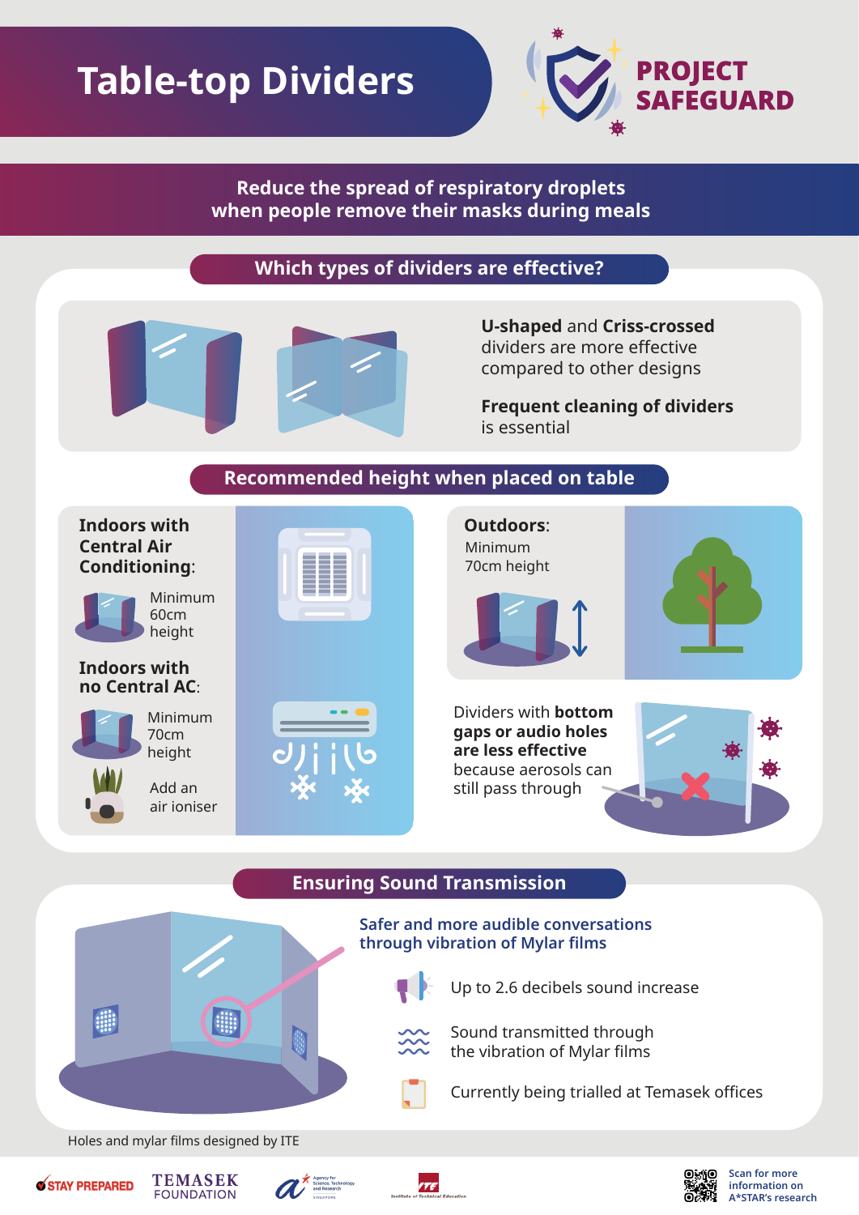# Table-top Dividers

**PROJECT SAFEGUARD**

## Reduce the spread of respiratory droplets when people remove their masks during meals

### Which types of dividers are effective?

**U-shaped** and **Criss-crossed** dividers are more effective compared to other designs

**Frequent cleaning of dividers** is essential

### Recommended height when placed on table

**Indoors with Central Air Conditioning:**

Minimum 60cm height

**Indoors with no Central AC:**

Minimum 70cm height

Add an air ioniser

**Outdoors:**

Minimum 70cm height

Dividers with **bottom gaps or audio holes are less effective** because aerosols can still pass through

### Ensuring Sound Transmission

**Safer and more audible conversations through vibration of Mylar films**

- Up to 2.6 decibels sound increase
- Sound transmitted through the vibration of Mylar films
- Currently being trialled at Temasek offices

Holes and mylar films designed by ITE

STAY PREPARED | TEMASEK FOUNDATION | Agency for Science, Technology and Research SINGAPORE | Institute of Technical Education

Scan for more information on A*STAR's research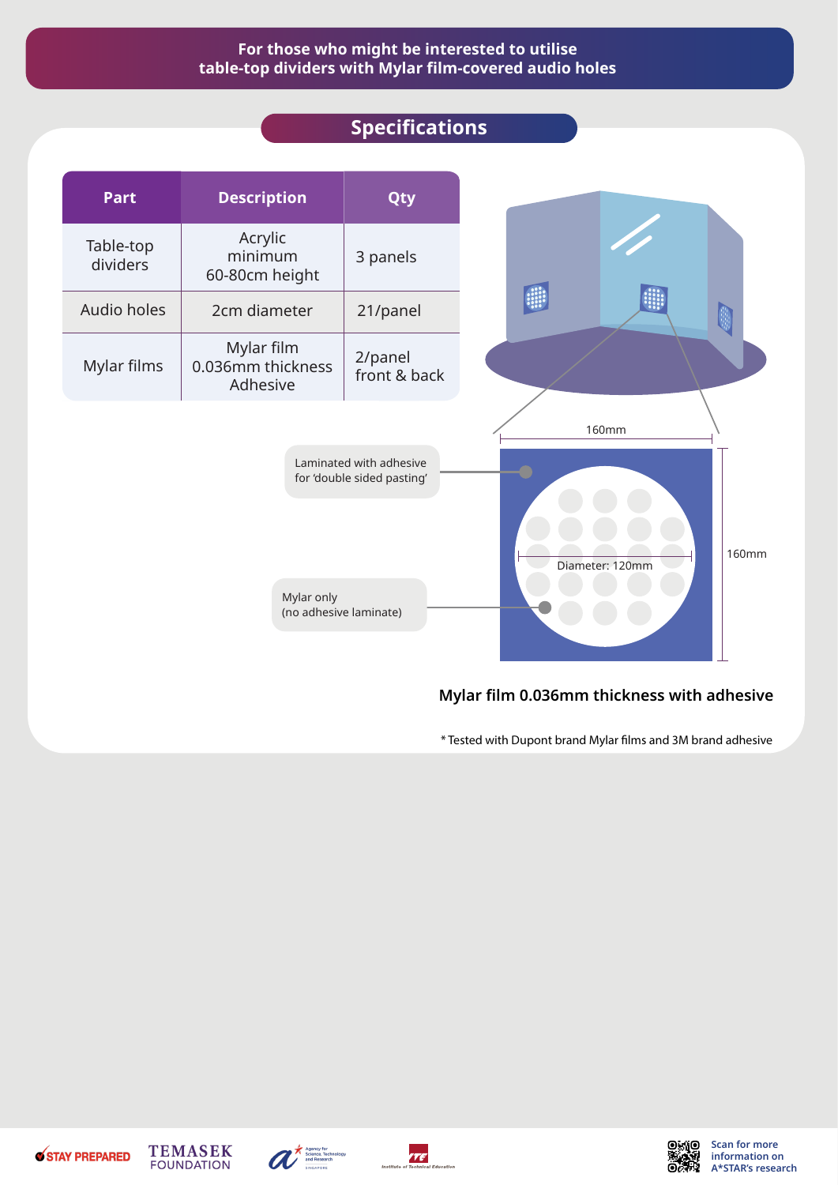**For those who might be interested to utilise table-top dividers with Mylar film-covered audio holes**

## Specifications

| Part | Description | Qty |
|---|---|---|
| Table-top dividers | Acrylic minimum 60-80cm height | 3 panels |
| Audio holes | 2cm diameter | 21/panel |
| Mylar films | Mylar film 0.036mm thickness Adhesive | 2/panel front & back |

160mm

160mm

Diameter: 120mm

Laminated with adhesive for 'double sided pasting'

Mylar only (no adhesive laminate)

**Mylar film 0.036mm thickness with adhesive**

*Tested with Dupont brand Mylar films and 3M brand adhesive

STAY PREPARED

TEMASEK FOUNDATION

Agency for Science, Technology and Research SINGAPORE

Institute of Technical Education

Scan for more information on A*STAR's research